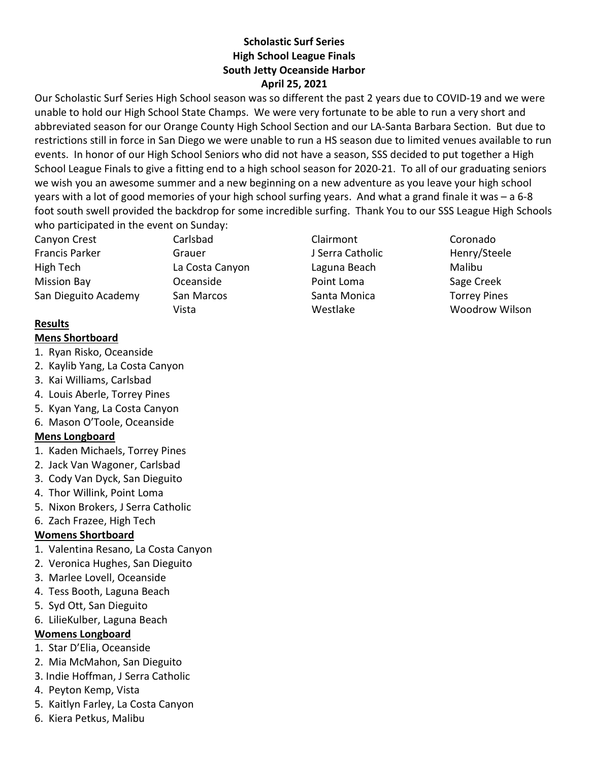**Scholastic Surf Series**
**High School League Finals**
**South Jetty Oceanside Harbor**
**April 25, 2021**

Our Scholastic Surf Series High School season was so different the past 2 years due to COVID-19 and we were unable to hold our High School State Champs. We were very fortunate to be able to run a very short and abbreviated season for our Orange County High School Section and our LA-Santa Barbara Section. But due to restrictions still in force in San Diego we were unable to run a HS season due to limited venues available to run events. In honor of our High School Seniors who did not have a season, SSS decided to put together a High School League Finals to give a fitting end to a high school season for 2020-21. To all of our graduating seniors we wish you an awesome summer and a new beginning on a new adventure as you leave your high school years with a lot of good memories of your high school surfing years. And what a grand finale it was – a 6-8 foot south swell provided the backdrop for some incredible surfing. Thank You to our SSS League High Schools who participated in the event on Sunday:

| | | | |
|---|---|---|---|
| Canyon Crest | Carlsbad | Clairmont | Coronado |
| Francis Parker | Grauer | J Serra Catholic | Henry/Steele |
| High Tech | La Costa Canyon | Laguna Beach | Malibu |
| Mission Bay | Oceanside | Point Loma | Sage Creek |
| San Dieguito Academy | San Marcos | Santa Monica | Torrey Pines |
| | Vista | Westlake | Woodrow Wilson |

**Results**

**Mens Shortboard**

1. Ryan Risko, Oceanside
2. Kaylib Yang, La Costa Canyon
3. Kai Williams, Carlsbad
4. Louis Aberle, Torrey Pines
5. Kyan Yang, La Costa Canyon
6. Mason O'Toole, Oceanside

**Mens Longboard**

1. Kaden Michaels, Torrey Pines
2. Jack Van Wagoner, Carlsbad
3. Cody Van Dyck, San Dieguito
4. Thor Willink, Point Loma
5. Nixon Brokers, J Serra Catholic
6. Zach Frazee, High Tech

**Womens Shortboard**

1. Valentina Resano, La Costa Canyon
2. Veronica Hughes, San Dieguito
3. Marlee Lovell, Oceanside
4. Tess Booth, Laguna Beach
5. Syd Ott, San Dieguito
6. LilieKulber, Laguna Beach

**Womens Longboard**

1. Star D'Elia, Oceanside
2. Mia McMahon, San Dieguito
3. Indie Hoffman, J Serra Catholic
4. Peyton Kemp, Vista
5. Kaitlyn Farley, La Costa Canyon
6. Kiera Petkus, Malibu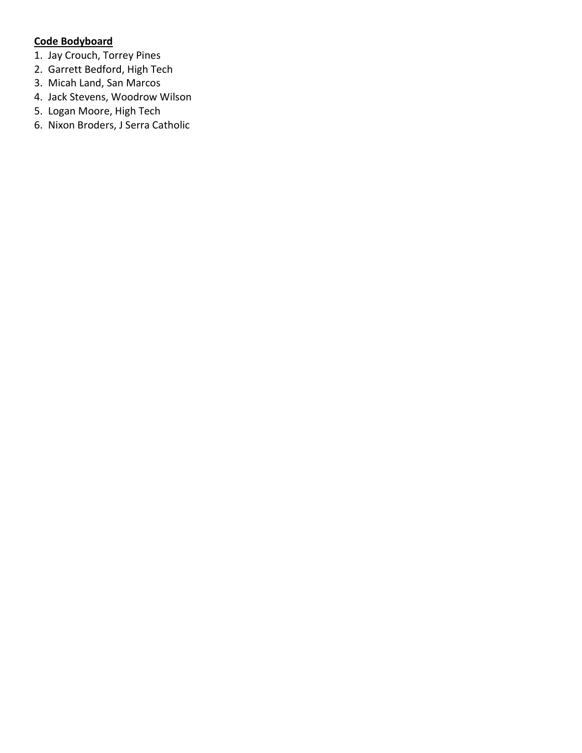**Code Bodyboard**

1. Jay Crouch, Torrey Pines
2. Garrett Bedford, High Tech
3. Micah Land, San Marcos
4. Jack Stevens, Woodrow Wilson
5. Logan Moore, High Tech
6. Nixon Broders, J Serra Catholic